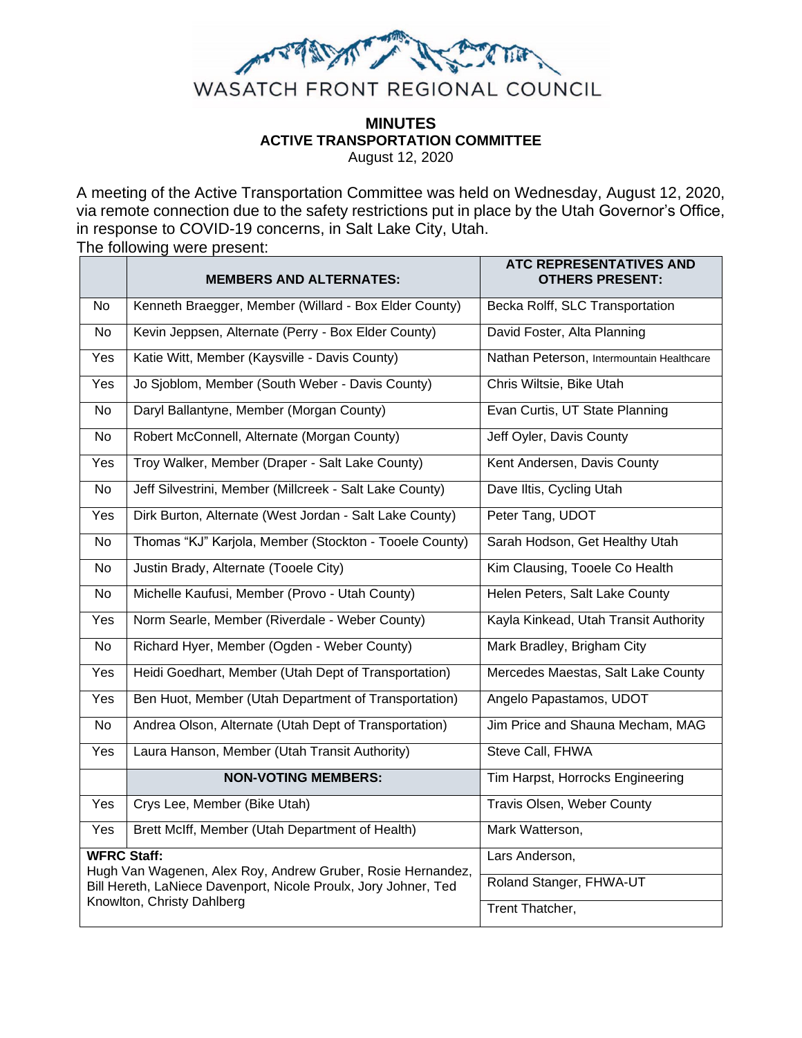WASATCH FRONT REGIONAL COUNCIL

# MINUTES
## ACTIVE TRANSPORTATION COMMITTEE
August 12, 2020

A meeting of the Active Transportation Committee was held on Wednesday, August 12, 2020, via remote connection due to the safety restrictions put in place by the Utah Governor's Office, in response to COVID-19 concerns, in Salt Lake City, Utah.
The following were present:

| | MEMBERS AND ALTERNATES: | ATC REPRESENTATIVES AND OTHERS PRESENT: |
|---|---|---|
| No | Kenneth Braegger, Member (Willard - Box Elder County) | Becka Rolff, SLC Transportation |
| No | Kevin Jeppsen, Alternate (Perry - Box Elder County) | David Foster, Alta Planning |
| Yes | Katie Witt, Member (Kaysville - Davis County) | Nathan Peterson, Intermountain Healthcare |
| Yes | Jo Sjoblom, Member (South Weber - Davis County) | Chris Wiltsie, Bike Utah |
| No | Daryl Ballantyne, Member (Morgan County) | Evan Curtis, UT State Planning |
| No | Robert McConnell, Alternate (Morgan County) | Jeff Oyler, Davis County |
| Yes | Troy Walker, Member (Draper - Salt Lake County) | Kent Andersen, Davis County |
| No | Jeff Silvestrini, Member (Millcreek - Salt Lake County) | Dave Iltis, Cycling Utah |
| Yes | Dirk Burton, Alternate (West Jordan - Salt Lake County) | Peter Tang, UDOT |
| No | Thomas "KJ" Karjola, Member (Stockton - Tooele County) | Sarah Hodson, Get Healthy Utah |
| No | Justin Brady, Alternate (Tooele City) | Kim Clausing, Tooele Co Health |
| No | Michelle Kaufusi, Member (Provo - Utah County) | Helen Peters, Salt Lake County |
| Yes | Norm Searle, Member (Riverdale - Weber County) | Kayla Kinkead, Utah Transit Authority |
| No | Richard Hyer, Member (Ogden - Weber County) | Mark Bradley, Brigham City |
| Yes | Heidi Goedhart, Member (Utah Dept of Transportation) | Mercedes Maestas, Salt Lake County |
| Yes | Ben Huot, Member (Utah Department of Transportation) | Angelo Papastamos, UDOT |
| No | Andrea Olson, Alternate (Utah Dept of Transportation) | Jim Price and Shauna Mecham, MAG |
| Yes | Laura Hanson, Member (Utah Transit Authority) | Steve Call, FHWA |
| | **NON-VOTING MEMBERS:** | Tim Harpst, Horrocks Engineering |
| Yes | Crys Lee, Member (Bike Utah) | Travis Olsen, Weber County |
| Yes | Brett McIff, Member (Utah Department of Health) | Mark Watterson, |
| **WFRC Staff:** Hugh Van Wagenen, Alex Roy, Andrew Gruber, Rosie Hernandez, Bill Hereth, LaNiece Davenport, Nicole Proulx, Jory Johner, Ted Knowlton, Christy Dahlberg | | Lars Anderson, |
| | | Roland Stanger, FHWA-UT |
| | | Trent Thatcher, |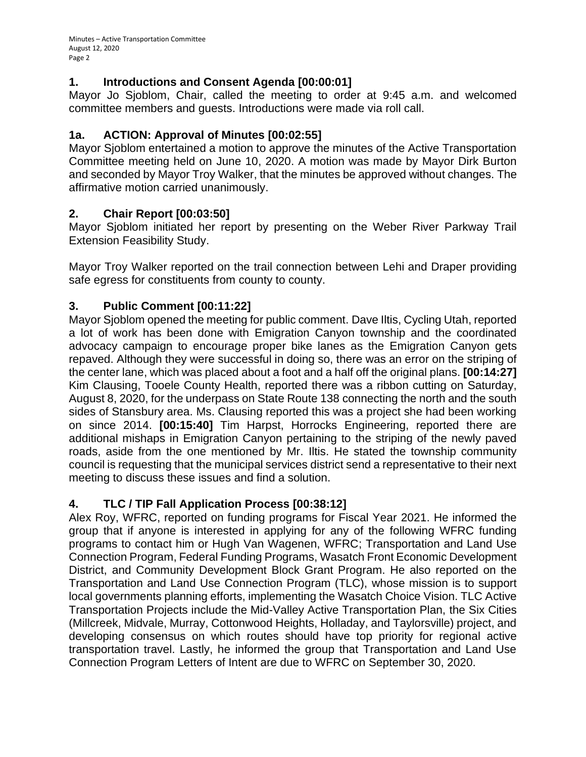## 1. Introductions and Consent Agenda [00:00:01]

Mayor Jo Sjoblom, Chair, called the meeting to order at 9:45 a.m. and welcomed committee members and guests. Introductions were made via roll call.

## 1a. ACTION: Approval of Minutes [00:02:55]

Mayor Sjoblom entertained a motion to approve the minutes of the Active Transportation Committee meeting held on June 10, 2020. A motion was made by Mayor Dirk Burton and seconded by Mayor Troy Walker, that the minutes be approved without changes. The affirmative motion carried unanimously.

## 2. Chair Report [00:03:50]

Mayor Sjoblom initiated her report by presenting on the Weber River Parkway Trail Extension Feasibility Study.

Mayor Troy Walker reported on the trail connection between Lehi and Draper providing safe egress for constituents from county to county.

## 3. Public Comment [00:11:22]

Mayor Sjoblom opened the meeting for public comment. Dave Iltis, Cycling Utah, reported a lot of work has been done with Emigration Canyon township and the coordinated advocacy campaign to encourage proper bike lanes as the Emigration Canyon gets repaved. Although they were successful in doing so, there was an error on the striping of the center lane, which was placed about a foot and a half off the original plans. **[00:14:27]** Kim Clausing, Tooele County Health, reported there was a ribbon cutting on Saturday, August 8, 2020, for the underpass on State Route 138 connecting the north and the south sides of Stansbury area. Ms. Clausing reported this was a project she had been working on since 2014. **[00:15:40]** Tim Harpst, Horrocks Engineering, reported there are additional mishaps in Emigration Canyon pertaining to the striping of the newly paved roads, aside from the one mentioned by Mr. Iltis. He stated the township community council is requesting that the municipal services district send a representative to their next meeting to discuss these issues and find a solution.

## 4. TLC / TIP Fall Application Process [00:38:12]

Alex Roy, WFRC, reported on funding programs for Fiscal Year 2021. He informed the group that if anyone is interested in applying for any of the following WFRC funding programs to contact him or Hugh Van Wagenen, WFRC; Transportation and Land Use Connection Program, Federal Funding Programs, Wasatch Front Economic Development District, and Community Development Block Grant Program. He also reported on the Transportation and Land Use Connection Program (TLC), whose mission is to support local governments planning efforts, implementing the Wasatch Choice Vision. TLC Active Transportation Projects include the Mid-Valley Active Transportation Plan, the Six Cities (Millcreek, Midvale, Murray, Cottonwood Heights, Holladay, and Taylorsville) project, and developing consensus on which routes should have top priority for regional active transportation travel. Lastly, he informed the group that Transportation and Land Use Connection Program Letters of Intent are due to WFRC on September 30, 2020.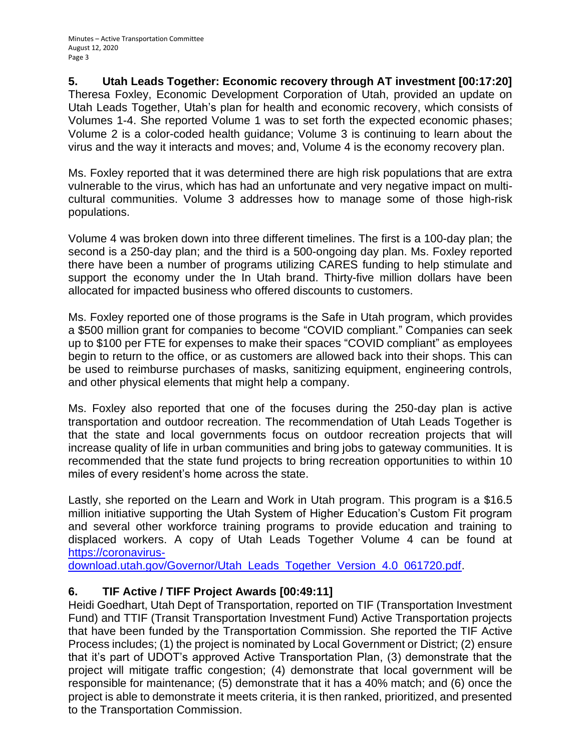## 5. Utah Leads Together: Economic recovery through AT investment [00:17:20]

Theresa Foxley, Economic Development Corporation of Utah, provided an update on Utah Leads Together, Utah's plan for health and economic recovery, which consists of Volumes 1-4. She reported Volume 1 was to set forth the expected economic phases; Volume 2 is a color-coded health guidance; Volume 3 is continuing to learn about the virus and the way it interacts and moves; and, Volume 4 is the economy recovery plan.

Ms. Foxley reported that it was determined there are high risk populations that are extra vulnerable to the virus, which has had an unfortunate and very negative impact on multi-cultural communities. Volume 3 addresses how to manage some of those high-risk populations.

Volume 4 was broken down into three different timelines. The first is a 100-day plan; the second is a 250-day plan; and the third is a 500-ongoing day plan. Ms. Foxley reported there have been a number of programs utilizing CARES funding to help stimulate and support the economy under the In Utah brand. Thirty-five million dollars have been allocated for impacted business who offered discounts to customers.

Ms. Foxley reported one of those programs is the Safe in Utah program, which provides a $500 million grant for companies to become "COVID compliant." Companies can seek up to $100 per FTE for expenses to make their spaces "COVID compliant" as employees begin to return to the office, or as customers are allowed back into their shops. This can be used to reimburse purchases of masks, sanitizing equipment, engineering controls, and other physical elements that might help a company.

Ms. Foxley also reported that one of the focuses during the 250-day plan is active transportation and outdoor recreation. The recommendation of Utah Leads Together is that the state and local governments focus on outdoor recreation projects that will increase quality of life in urban communities and bring jobs to gateway communities. It is recommended that the state fund projects to bring recreation opportunities to within 10 miles of every resident's home across the state.

Lastly, she reported on the Learn and Work in Utah program. This program is a $16.5 million initiative supporting the Utah System of Higher Education's Custom Fit program and several other workforce training programs to provide education and training to displaced workers. A copy of Utah Leads Together Volume 4 can be found at [https://coronavirus-download.utah.gov/Governor/Utah_Leads_Together_Version_4.0_061720.pdf](https://coronavirus-download.utah.gov/Governor/Utah_Leads_Together_Version_4.0_061720.pdf).

## 6. TIF Active / TIFF Project Awards [00:49:11]

Heidi Goedhart, Utah Dept of Transportation, reported on TIF (Transportation Investment Fund) and TTIF (Transit Transportation Investment Fund) Active Transportation projects that have been funded by the Transportation Commission. She reported the TIF Active Process includes; (1) the project is nominated by Local Government or District; (2) ensure that it's part of UDOT's approved Active Transportation Plan, (3) demonstrate that the project will mitigate traffic congestion; (4) demonstrate that local government will be responsible for maintenance; (5) demonstrate that it has a 40% match; and (6) once the project is able to demonstrate it meets criteria, it is then ranked, prioritized, and presented to the Transportation Commission.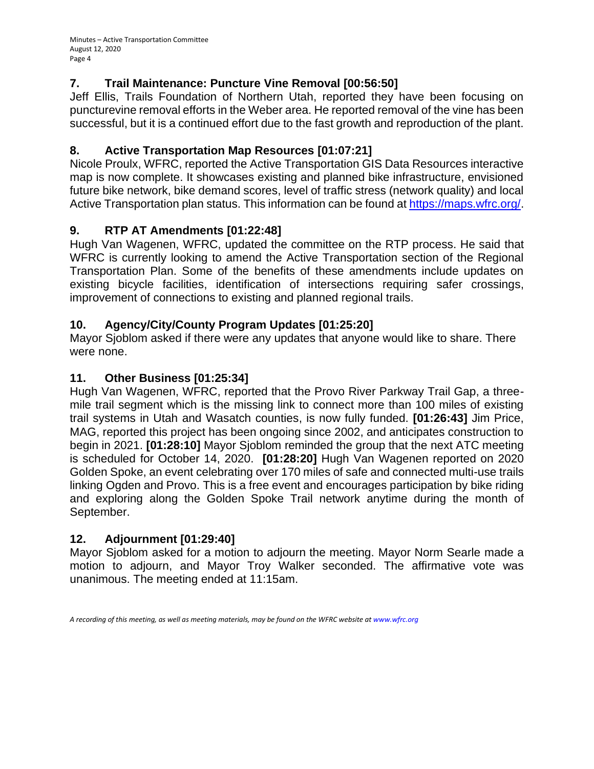## 7. Trail Maintenance: Puncture Vine Removal [00:56:50]

Jeff Ellis, Trails Foundation of Northern Utah, reported they have been focusing on puncturevine removal efforts in the Weber area. He reported removal of the vine has been successful, but it is a continued effort due to the fast growth and reproduction of the plant.

## 8. Active Transportation Map Resources [01:07:21]

Nicole Proulx, WFRC, reported the Active Transportation GIS Data Resources interactive map is now complete. It showcases existing and planned bike infrastructure, envisioned future bike network, bike demand scores, level of traffic stress (network quality) and local Active Transportation plan status. This information can be found at https://maps.wfrc.org/.

## 9. RTP AT Amendments [01:22:48]

Hugh Van Wagenen, WFRC, updated the committee on the RTP process. He said that WFRC is currently looking to amend the Active Transportation section of the Regional Transportation Plan. Some of the benefits of these amendments include updates on existing bicycle facilities, identification of intersections requiring safer crossings, improvement of connections to existing and planned regional trails.

## 10. Agency/City/County Program Updates [01:25:20]

Mayor Sjoblom asked if there were any updates that anyone would like to share. There were none.

## 11. Other Business [01:25:34]

Hugh Van Wagenen, WFRC, reported that the Provo River Parkway Trail Gap, a three-mile trail segment which is the missing link to connect more than 100 miles of existing trail systems in Utah and Wasatch counties, is now fully funded. **[01:26:43]** Jim Price, MAG, reported this project has been ongoing since 2002, and anticipates construction to begin in 2021. **[01:28:10]** Mayor Sjoblom reminded the group that the next ATC meeting is scheduled for October 14, 2020. **[01:28:20]** Hugh Van Wagenen reported on 2020 Golden Spoke, an event celebrating over 170 miles of safe and connected multi-use trails linking Ogden and Provo. This is a free event and encourages participation by bike riding and exploring along the Golden Spoke Trail network anytime during the month of September.

## 12. Adjournment [01:29:40]

Mayor Sjoblom asked for a motion to adjourn the meeting. Mayor Norm Searle made a motion to adjourn, and Mayor Troy Walker seconded. The affirmative vote was unanimous. The meeting ended at 11:15am.

*A recording of this meeting, as well as meeting materials, may be found on the WFRC website at www.wfrc.org*